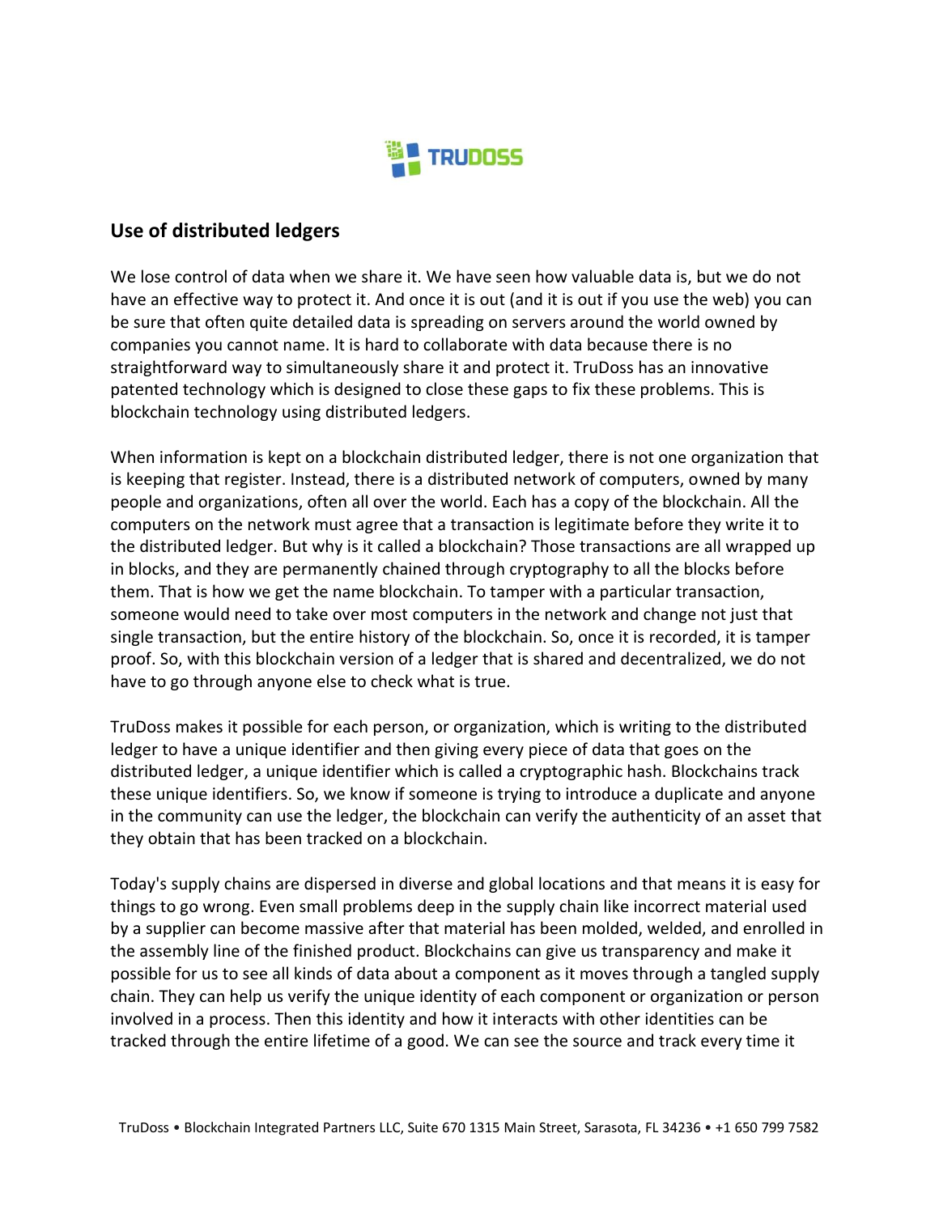## Use of distributed ledgers

We lose control of data when we share it. We have seen how valuable data is, but we do not have an effective way to protect it. And once it is out (and it is out if you use the web) you can be sure that often quite detailed data is spreading on servers around the world owned by companies you cannot name. It is hard to collaborate with data because there is no straightforward way to simultaneously share it and protect it. TruDoss has an innovative patented technology which is designed to close these gaps to fix these problems. This is blockchain technology using distributed ledgers.

When information is kept on a blockchain distributed ledger, there is not one organization that is keeping that register. Instead, there is a distributed network of computers, owned by many people and organizations, often all over the world. Each has a copy of the blockchain. All the computers on the network must agree that a transaction is legitimate before they write it to the distributed ledger. But why is it called a blockchain? Those transactions are all wrapped up in blocks, and they are permanently chained through cryptography to all the blocks before them. That is how we get the name blockchain. To tamper with a particular transaction, someone would need to take over most computers in the network and change not just that single transaction, but the entire history of the blockchain. So, once it is recorded, it is tamper proof. So, with this blockchain version of a ledger that is shared and decentralized, we do not have to go through anyone else to check what is true.

TruDoss makes it possible for each person, or organization, which is writing to the distributed ledger to have a unique identifier and then giving every piece of data that goes on the distributed ledger, a unique identifier which is called a cryptographic hash. Blockchains track these unique identifiers. So, we know if someone is trying to introduce a duplicate and anyone in the community can use the ledger, the blockchain can verify the authenticity of an asset that they obtain that has been tracked on a blockchain.

Today's supply chains are dispersed in diverse and global locations and that means it is easy for things to go wrong. Even small problems deep in the supply chain like incorrect material used by a supplier can become massive after that material has been molded, welded, and enrolled in the assembly line of the finished product. Blockchains can give us transparency and make it possible for us to see all kinds of data about a component as it moves through a tangled supply chain. They can help us verify the unique identity of each component or organization or person involved in a process. Then this identity and how it interacts with other identities can be tracked through the entire lifetime of a good. We can see the source and track every time it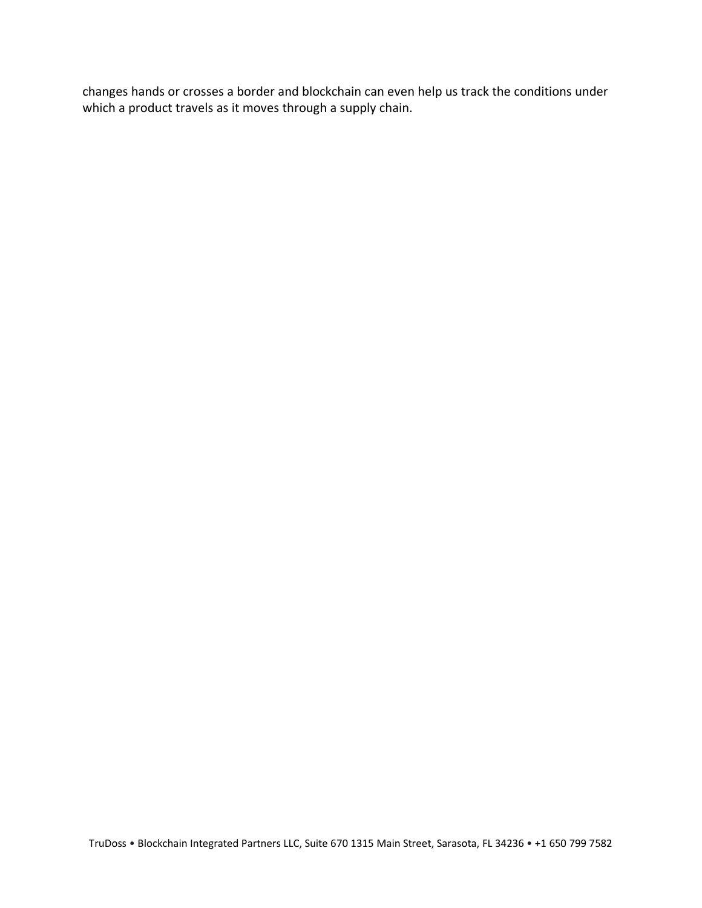changes hands or crosses a border and blockchain can even help us track the conditions under which a product travels as it moves through a supply chain.